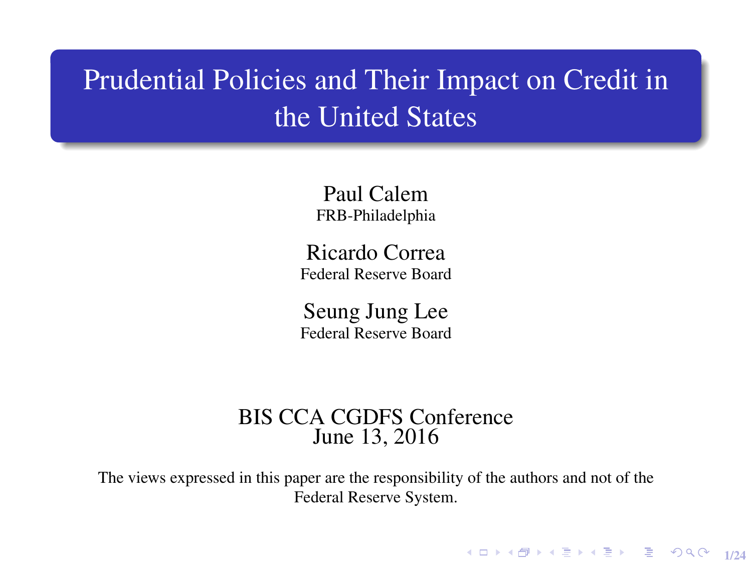# Prudential Policies and Their Impact on Credit in the United States

Paul Calem
FRB-Philadelphia

Ricardo Correa
Federal Reserve Board

Seung Jung Lee
Federal Reserve Board

BIS CCA CGDFS Conference
June 13, 2016

The views expressed in this paper are the responsibility of the authors and not of the Federal Reserve System.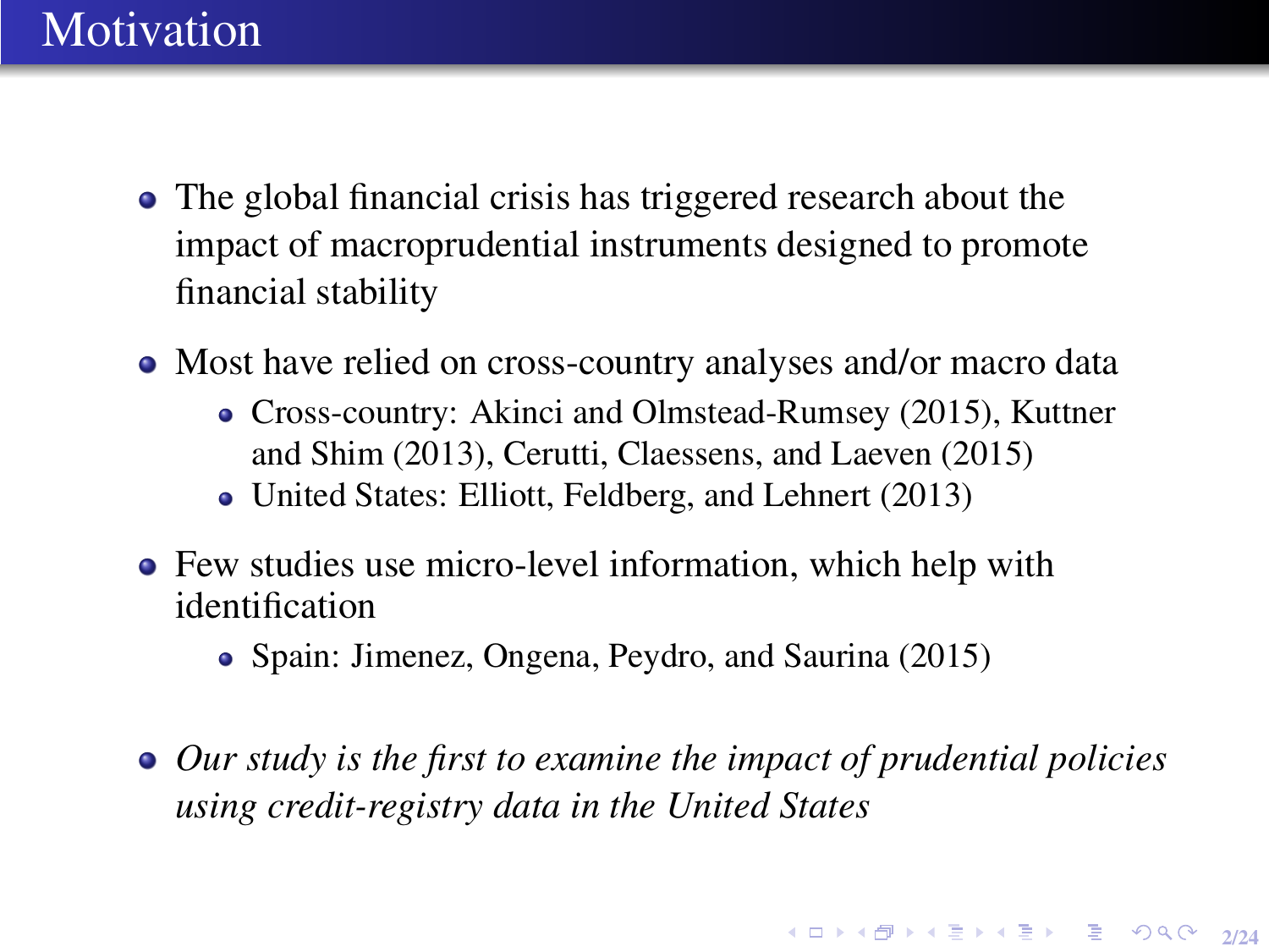# Motivation

- The global financial crisis has triggered research about the impact of macroprudential instruments designed to promote financial stability
- Most have relied on cross-country analyses and/or macro data
  - Cross-country: Akinci and Olmstead-Rumsey (2015), Kuttner and Shim (2013), Cerutti, Claessens, and Laeven (2015)
  - United States: Elliott, Feldberg, and Lehnert (2013)
- Few studies use micro-level information, which help with identification
  - Spain: Jimenez, Ongena, Peydro, and Saurina (2015)
- *Our study is the first to examine the impact of prudential policies using credit-registry data in the United States*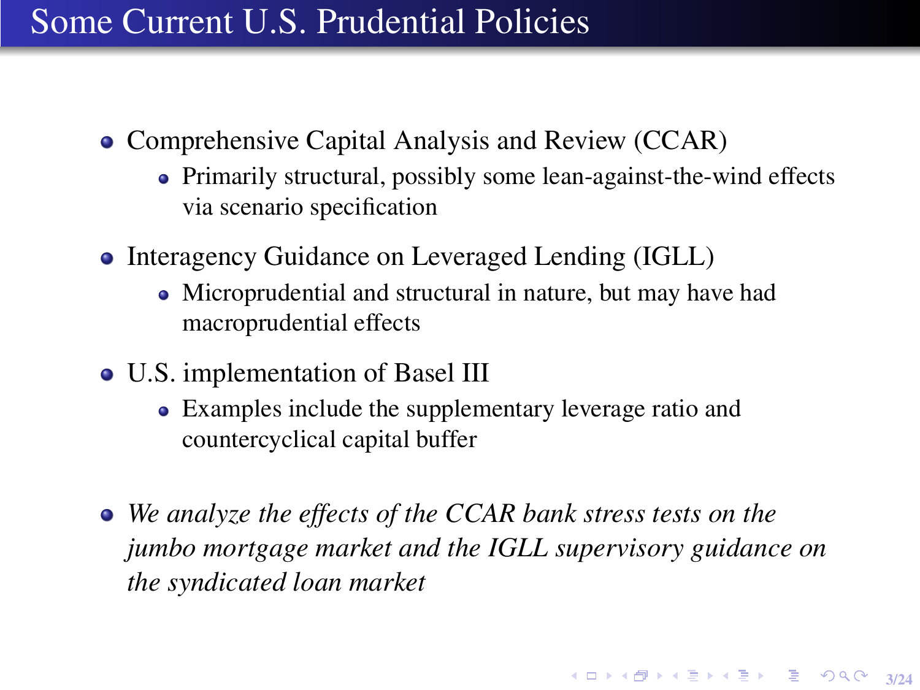# Some Current U.S. Prudential Policies

- Comprehensive Capital Analysis and Review (CCAR)
  - Primarily structural, possibly some lean-against-the-wind effects via scenario specification
- Interagency Guidance on Leveraged Lending (IGLL)
  - Microprudential and structural in nature, but may have had macroprudential effects
- U.S. implementation of Basel III
  - Examples include the supplementary leverage ratio and countercyclical capital buffer
- *We analyze the effects of the CCAR bank stress tests on the jumbo mortgage market and the IGLL supervisory guidance on the syndicated loan market*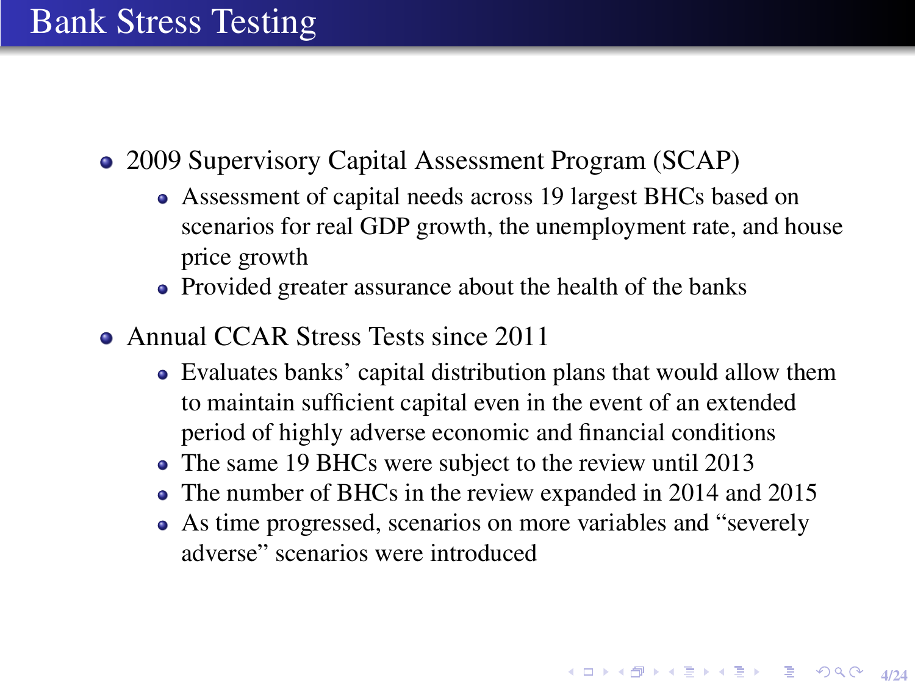# Bank Stress Testing

- 2009 Supervisory Capital Assessment Program (SCAP)
  - Assessment of capital needs across 19 largest BHCs based on scenarios for real GDP growth, the unemployment rate, and house price growth
  - Provided greater assurance about the health of the banks
- Annual CCAR Stress Tests since 2011
  - Evaluates banks' capital distribution plans that would allow them to maintain sufficient capital even in the event of an extended period of highly adverse economic and financial conditions
  - The same 19 BHCs were subject to the review until 2013
  - The number of BHCs in the review expanded in 2014 and 2015
  - As time progressed, scenarios on more variables and "severely adverse" scenarios were introduced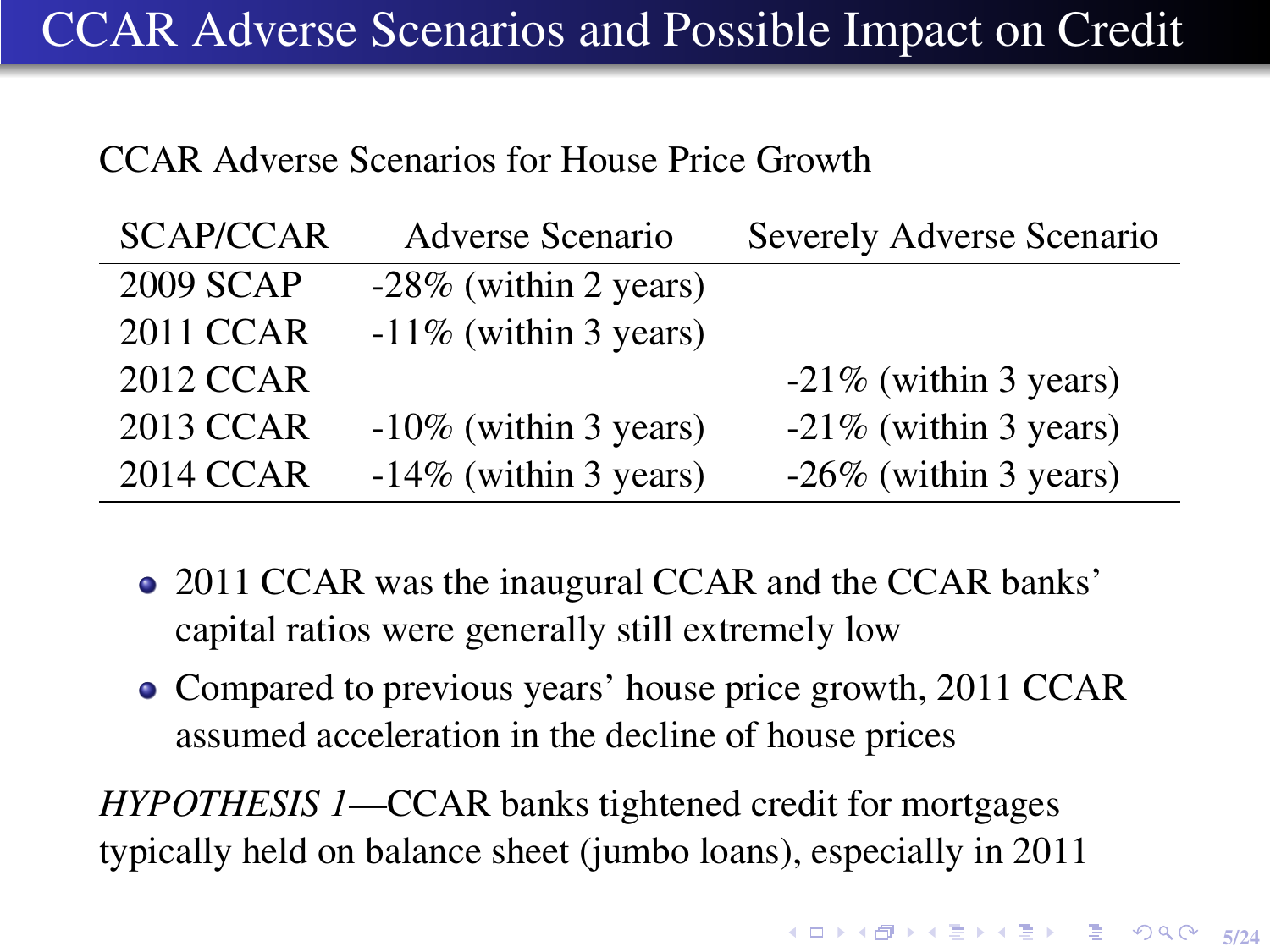# CCAR Adverse Scenarios and Possible Impact on Credit

CCAR Adverse Scenarios for House Price Growth

| SCAP/CCAR | Adverse Scenario | Severely Adverse Scenario |
|---|---|---|
| 2009 SCAP | -28% (within 2 years) | |
| 2011 CCAR | -11% (within 3 years) | |
| 2012 CCAR | | -21% (within 3 years) |
| 2013 CCAR | -10% (within 3 years) | -21% (within 3 years) |
| 2014 CCAR | -14% (within 3 years) | -26% (within 3 years) |

- 2011 CCAR was the inaugural CCAR and the CCAR banks' capital ratios were generally still extremely low
- Compared to previous years' house price growth, 2011 CCAR assumed acceleration in the decline of house prices

*HYPOTHESIS 1*—CCAR banks tightened credit for mortgages typically held on balance sheet (jumbo loans), especially in 2011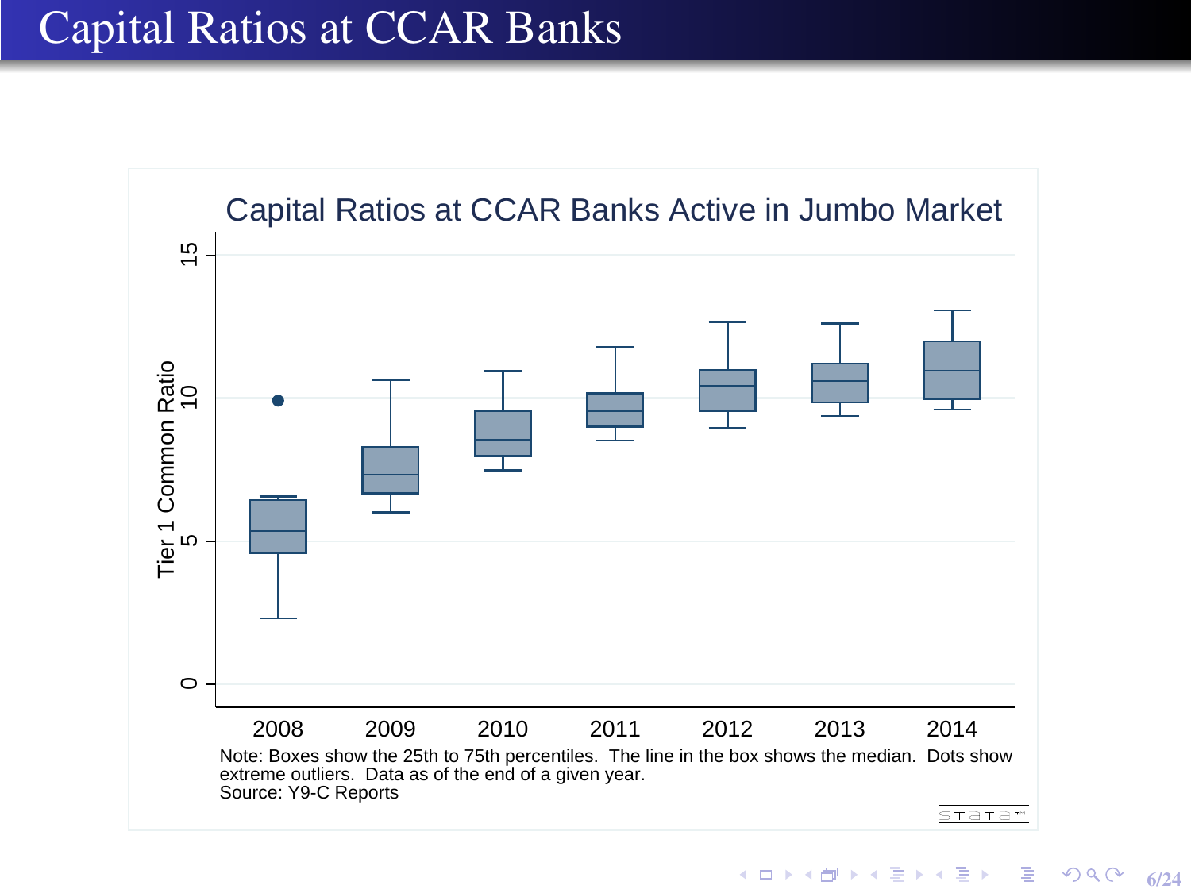# Capital Ratios at CCAR Banks

Capital Ratios at CCAR Banks Active in Jumbo Market

Note: Boxes show the 25th to 75th percentiles. The line in the box shows the median. Dots show extreme outliers. Data as of the end of a given year.
Source: Y9-C Reports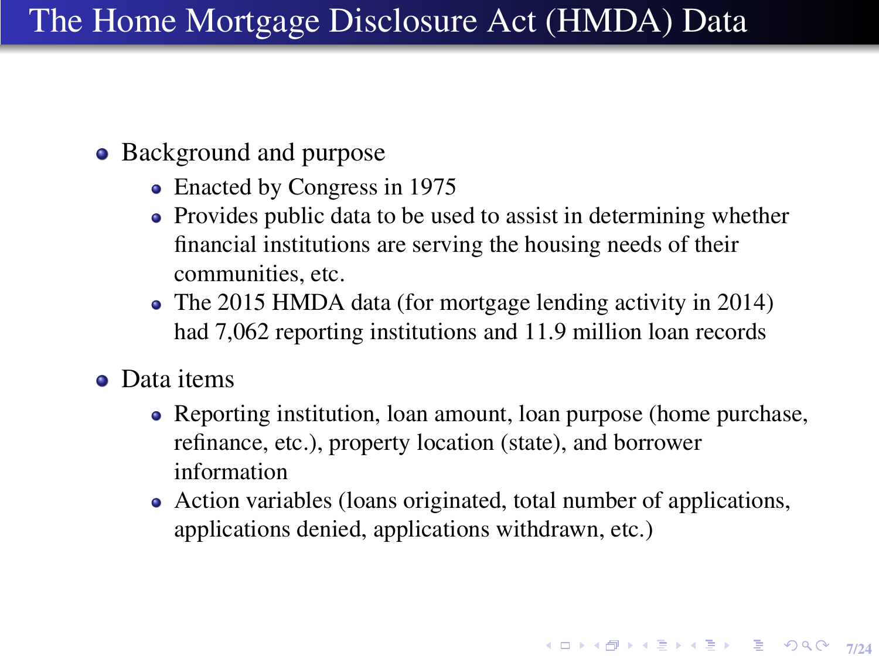# The Home Mortgage Disclosure Act (HMDA) Data

- Background and purpose
  - Enacted by Congress in 1975
  - Provides public data to be used to assist in determining whether financial institutions are serving the housing needs of their communities, etc.
  - The 2015 HMDA data (for mortgage lending activity in 2014) had 7,062 reporting institutions and 11.9 million loan records
- Data items
  - Reporting institution, loan amount, loan purpose (home purchase, refinance, etc.), property location (state), and borrower information
  - Action variables (loans originated, total number of applications, applications denied, applications withdrawn, etc.)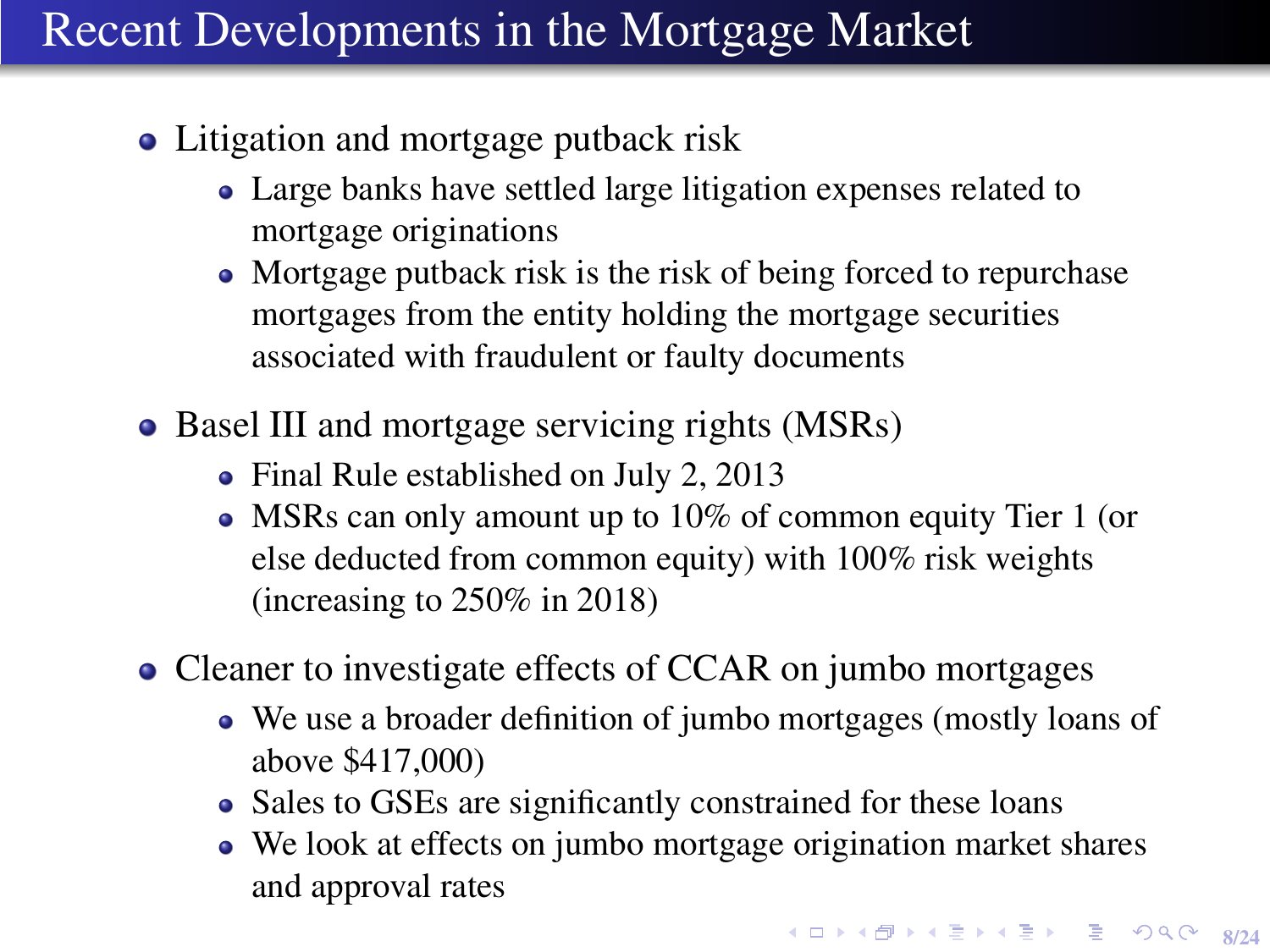# Recent Developments in the Mortgage Market

- Litigation and mortgage putback risk
  - Large banks have settled large litigation expenses related to mortgage originations
  - Mortgage putback risk is the risk of being forced to repurchase mortgages from the entity holding the mortgage securities associated with fraudulent or faulty documents
- Basel III and mortgage servicing rights (MSRs)
  - Final Rule established on July 2, 2013
  - MSRs can only amount up to 10% of common equity Tier 1 (or else deducted from common equity) with 100% risk weights (increasing to 250% in 2018)
- Cleaner to investigate effects of CCAR on jumbo mortgages
  - We use a broader definition of jumbo mortgages (mostly loans of above $417,000)
  - Sales to GSEs are significantly constrained for these loans
  - We look at effects on jumbo mortgage origination market shares and approval rates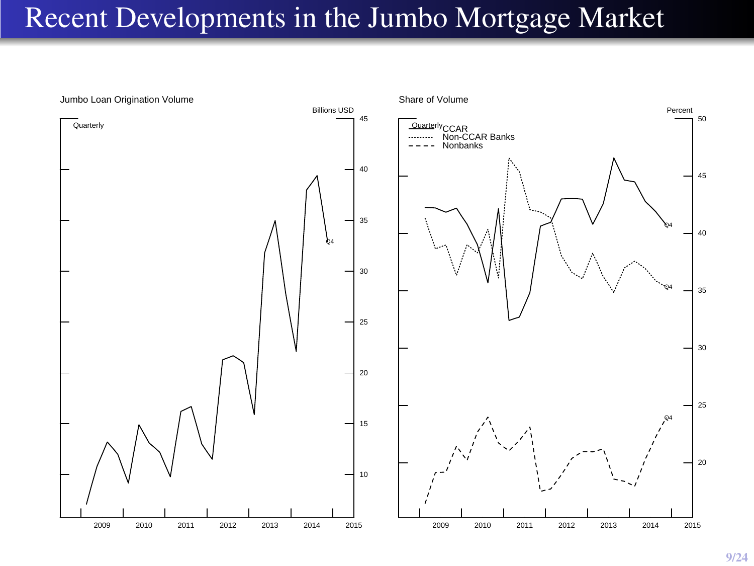# Recent Developments in the Jumbo Mortgage Market

Jumbo Loan Origination Volume

Billions USD

Quarterly

Share of Volume

Percent

Quarterly

CCAR

Non-CCAR Banks

Nonbanks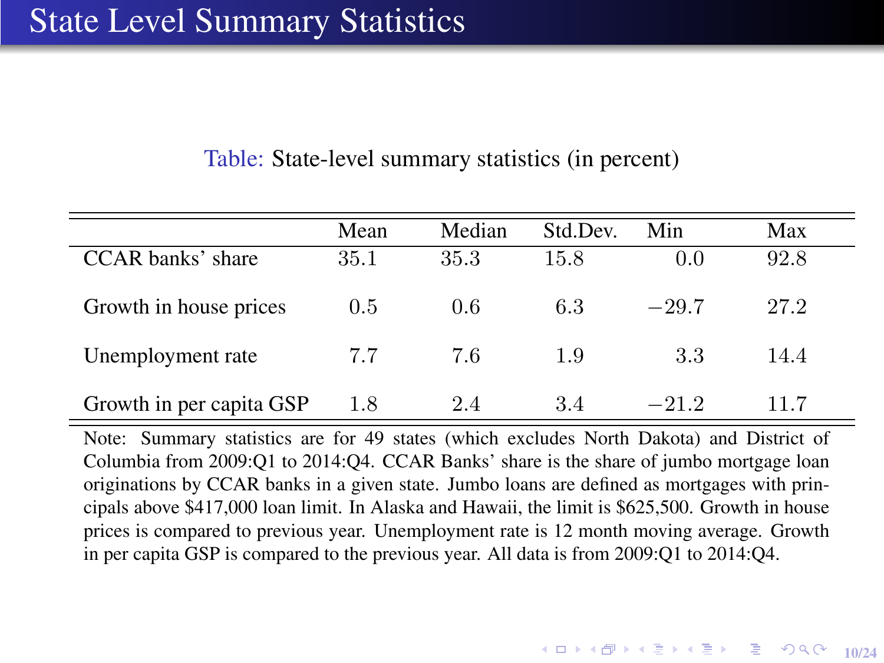# State Level Summary Statistics

Table: State-level summary statistics (in percent)

| | Mean | Median | Std.Dev. | Min | Max |
|---|---|---|---|---|---|
| CCAR banks' share | 35.1 | 35.3 | 15.8 | 0.0 | 92.8 |
| Growth in house prices | 0.5 | 0.6 | 6.3 | $-29.7$ | 27.2 |
| Unemployment rate | 7.7 | 7.6 | 1.9 | 3.3 | 14.4 |
| Growth in per capita GSP | 1.8 | 2.4 | 3.4 | $-21.2$ | 11.7 |

Note: Summary statistics are for 49 states (which excludes North Dakota) and District of Columbia from 2009:Q1 to 2014:Q4. CCAR Banks' share is the share of jumbo mortgage loan originations by CCAR banks in a given state. Jumbo loans are defined as mortgages with principals above $417,000 loan limit. In Alaska and Hawaii, the limit is $625,500. Growth in house prices is compared to previous year. Unemployment rate is 12 month moving average. Growth in per capita GSP is compared to the previous year. All data is from 2009:Q1 to 2014:Q4.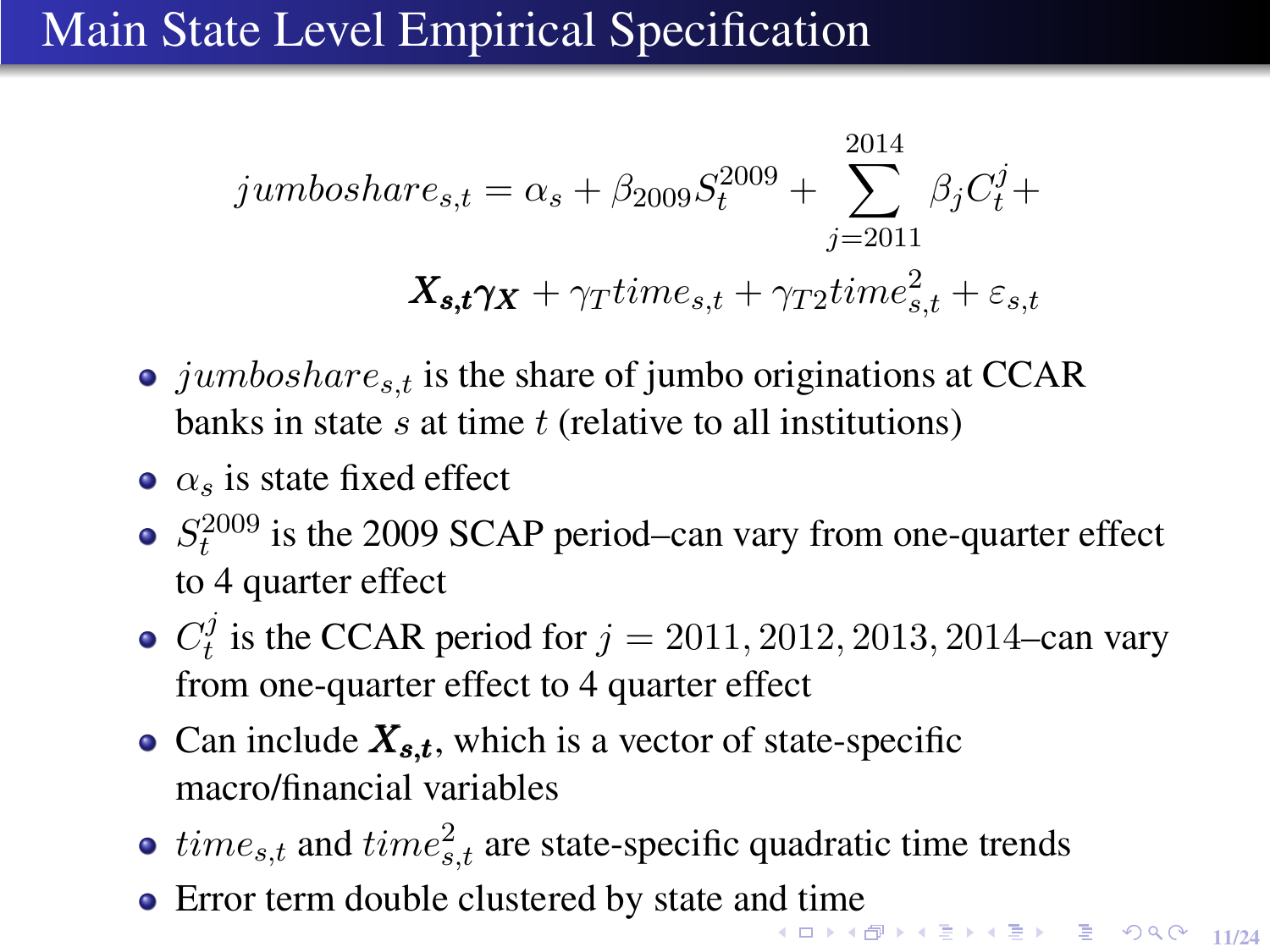# Main State Level Empirical Specification

$$jumboshare_{s,t} = \alpha_s + \beta_{2009} S_t^{2009} + \sum_{j=2011}^{2014} \beta_j C_t^j + \boldsymbol{X_{s,t}} \boldsymbol{\gamma_X} + \gamma_T time_{s,t} + \gamma_{T2} time_{s,t}^2 + \varepsilon_{s,t}$$

- $jumboshare_{s,t}$ is the share of jumbo originations at CCAR banks in state $s$ at time $t$ (relative to all institutions)
- $\alpha_s$ is state fixed effect
- $S_t^{2009}$ is the 2009 SCAP period–can vary from one-quarter effect to 4 quarter effect
- $C_t^j$ is the CCAR period for $j = 2011, 2012, 2013, 2014$–can vary from one-quarter effect to 4 quarter effect
- Can include $\boldsymbol{X_{s,t}}$, which is a vector of state-specific macro/financial variables
- $time_{s,t}$ and $time_{s,t}^2$ are state-specific quadratic time trends
- Error term double clustered by state and time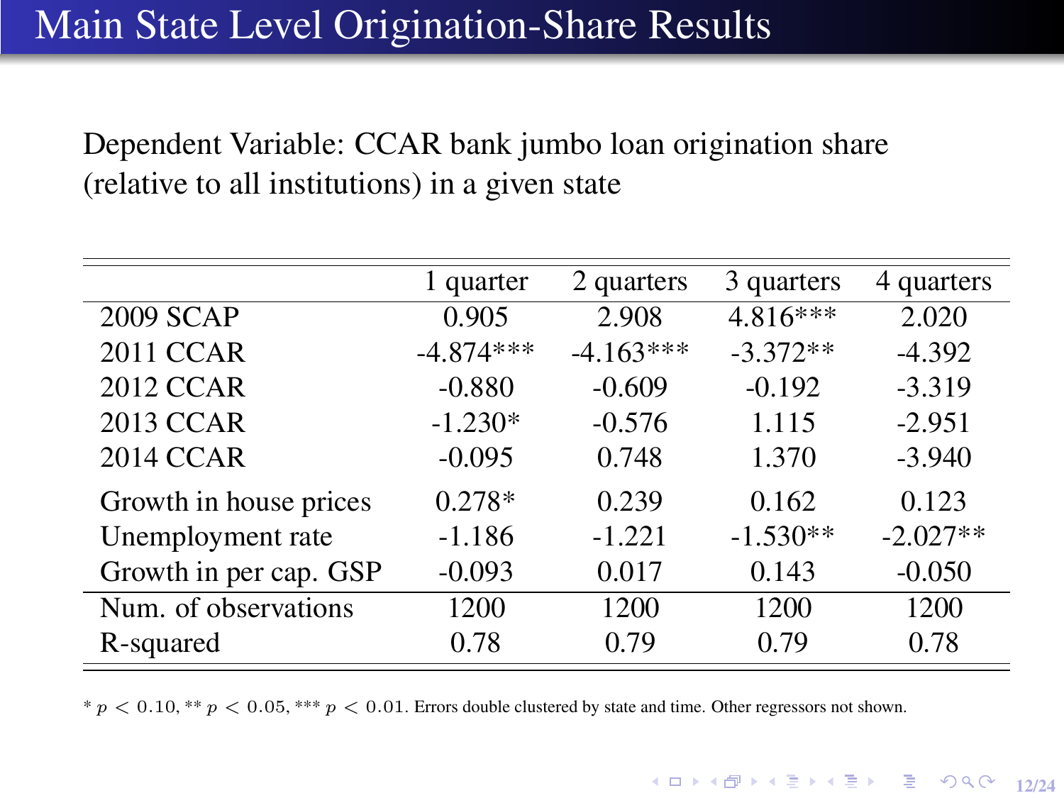# Main State Level Origination-Share Results

Dependent Variable: CCAR bank jumbo loan origination share (relative to all institutions) in a given state

| | 1 quarter | 2 quarters | 3 quarters | 4 quarters |
|---|---|---|---|---|
| 2009 SCAP | 0.905 | 2.908 | 4.816*** | 2.020 |
| 2011 CCAR | -4.874*** | -4.163*** | -3.372** | -4.392 |
| 2012 CCAR | -0.880 | -0.609 | -0.192 | -3.319 |
| 2013 CCAR | -1.230* | -0.576 | 1.115 | -2.951 |
| 2014 CCAR | -0.095 | 0.748 | 1.370 | -3.940 |
| Growth in house prices | 0.278* | 0.239 | 0.162 | 0.123 |
| Unemployment rate | -1.186 | -1.221 | -1.530** | -2.027** |
| Growth in per cap. GSP | -0.093 | 0.017 | 0.143 | -0.050 |
| Num. of observations | 1200 | 1200 | 1200 | 1200 |
| R-squared | 0.78 | 0.79 | 0.79 | 0.78 |

* $p < 0.10$, ** $p < 0.05$, *** $p < 0.01$. Errors double clustered by state and time. Other regressors not shown.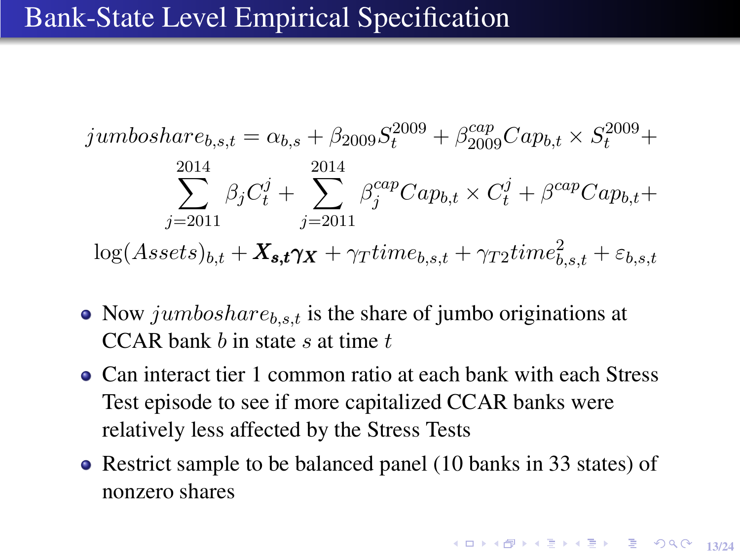# Bank-State Level Empirical Specification

$$
\begin{aligned}
jumboshare_{b,s,t} = \alpha_{b,s} + \beta_{2009} S_t^{2009} + \beta_{2009}^{cap} Cap_{b,t} \times S_t^{2009} + \\
\sum_{j=2011}^{2014} \beta_j C_t^j + \sum_{j=2011}^{2014} \beta_j^{cap} Cap_{b,t} \times C_t^j + \beta^{cap} Cap_{b,t} + \\
\log(Assets)_{b,t} + \boldsymbol{X_{s,t} \gamma_X} + \gamma_T time_{b,s,t} + \gamma_{T2} time_{b,s,t}^2 + \varepsilon_{b,s,t}
\end{aligned}
$$

- Now $jumboshare_{b,s,t}$ is the share of jumbo originations at CCAR bank $b$ in state $s$ at time $t$
- Can interact tier 1 common ratio at each bank with each Stress Test episode to see if more capitalized CCAR banks were relatively less affected by the Stress Tests
- Restrict sample to be balanced panel (10 banks in 33 states) of nonzero shares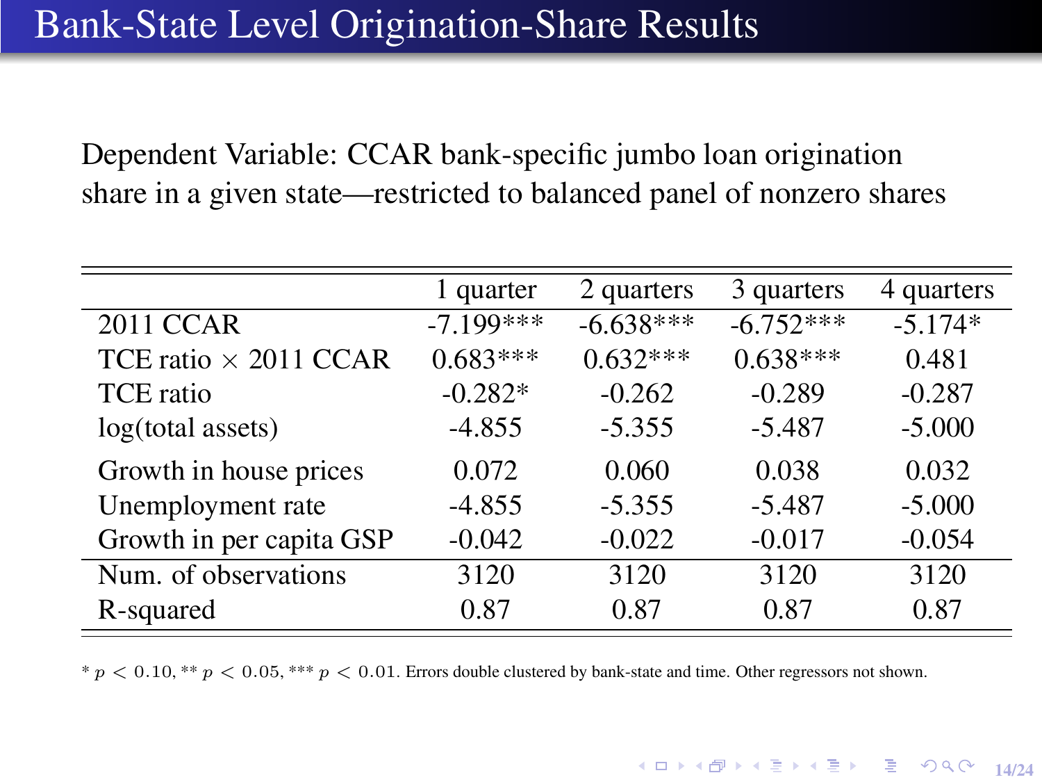# Bank-State Level Origination-Share Results

Dependent Variable: CCAR bank-specific jumbo loan origination share in a given state—restricted to balanced panel of nonzero shares

| | 1 quarter | 2 quarters | 3 quarters | 4 quarters |
|---|---|---|---|---|
| 2011 CCAR | -7.199*** | -6.638*** | -6.752*** | -5.174* |
| TCE ratio × 2011 CCAR | 0.683*** | 0.632*** | 0.638*** | 0.481 |
| TCE ratio | -0.282* | -0.262 | -0.289 | -0.287 |
| log(total assets) | -4.855 | -5.355 | -5.487 | -5.000 |
| Growth in house prices | 0.072 | 0.060 | 0.038 | 0.032 |
| Unemployment rate | -4.855 | -5.355 | -5.487 | -5.000 |
| Growth in per capita GSP | -0.042 | -0.022 | -0.017 | -0.054 |
| Num. of observations | 3120 | 3120 | 3120 | 3120 |
| R-squared | 0.87 | 0.87 | 0.87 | 0.87 |

* $p < 0.10$, ** $p < 0.05$, *** $p < 0.01$. Errors double clustered by bank-state and time. Other regressors not shown.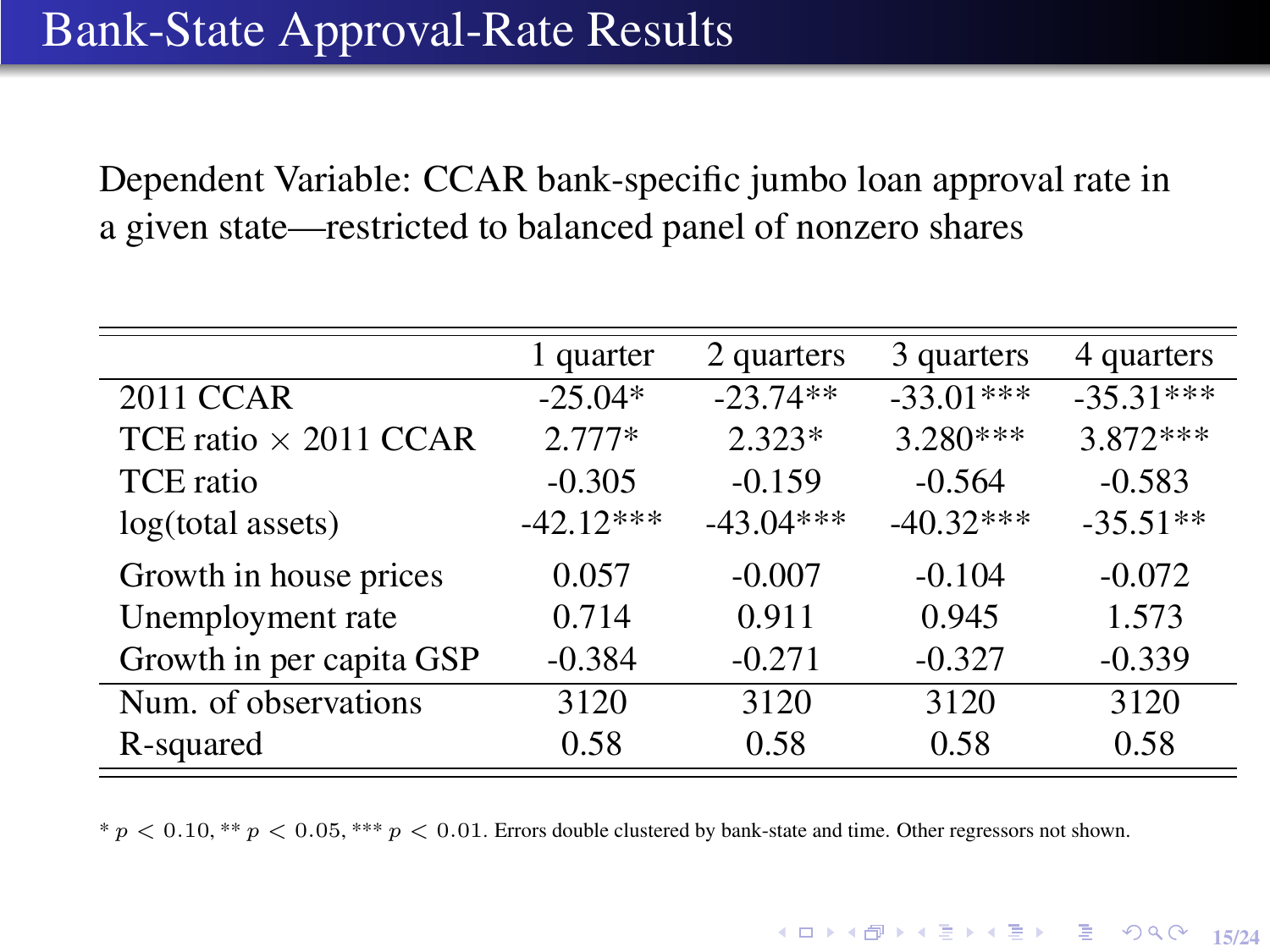# Bank-State Approval-Rate Results

Dependent Variable: CCAR bank-specific jumbo loan approval rate in a given state—restricted to balanced panel of nonzero shares

| | 1 quarter | 2 quarters | 3 quarters | 4 quarters |
|---|---|---|---|---|
| 2011 CCAR | -25.04* | -23.74** | -33.01*** | -35.31*** |
| TCE ratio × 2011 CCAR | 2.777* | 2.323* | 3.280*** | 3.872*** |
| TCE ratio | -0.305 | -0.159 | -0.564 | -0.583 |
| log(total assets) | -42.12*** | -43.04*** | -40.32*** | -35.51** |
| Growth in house prices | 0.057 | -0.007 | -0.104 | -0.072 |
| Unemployment rate | 0.714 | 0.911 | 0.945 | 1.573 |
| Growth in per capita GSP | -0.384 | -0.271 | -0.327 | -0.339 |
| Num. of observations | 3120 | 3120 | 3120 | 3120 |
| R-squared | 0.58 | 0.58 | 0.58 | 0.58 |

* $p < 0.10$, ** $p < 0.05$, *** $p < 0.01$. Errors double clustered by bank-state and time. Other regressors not shown.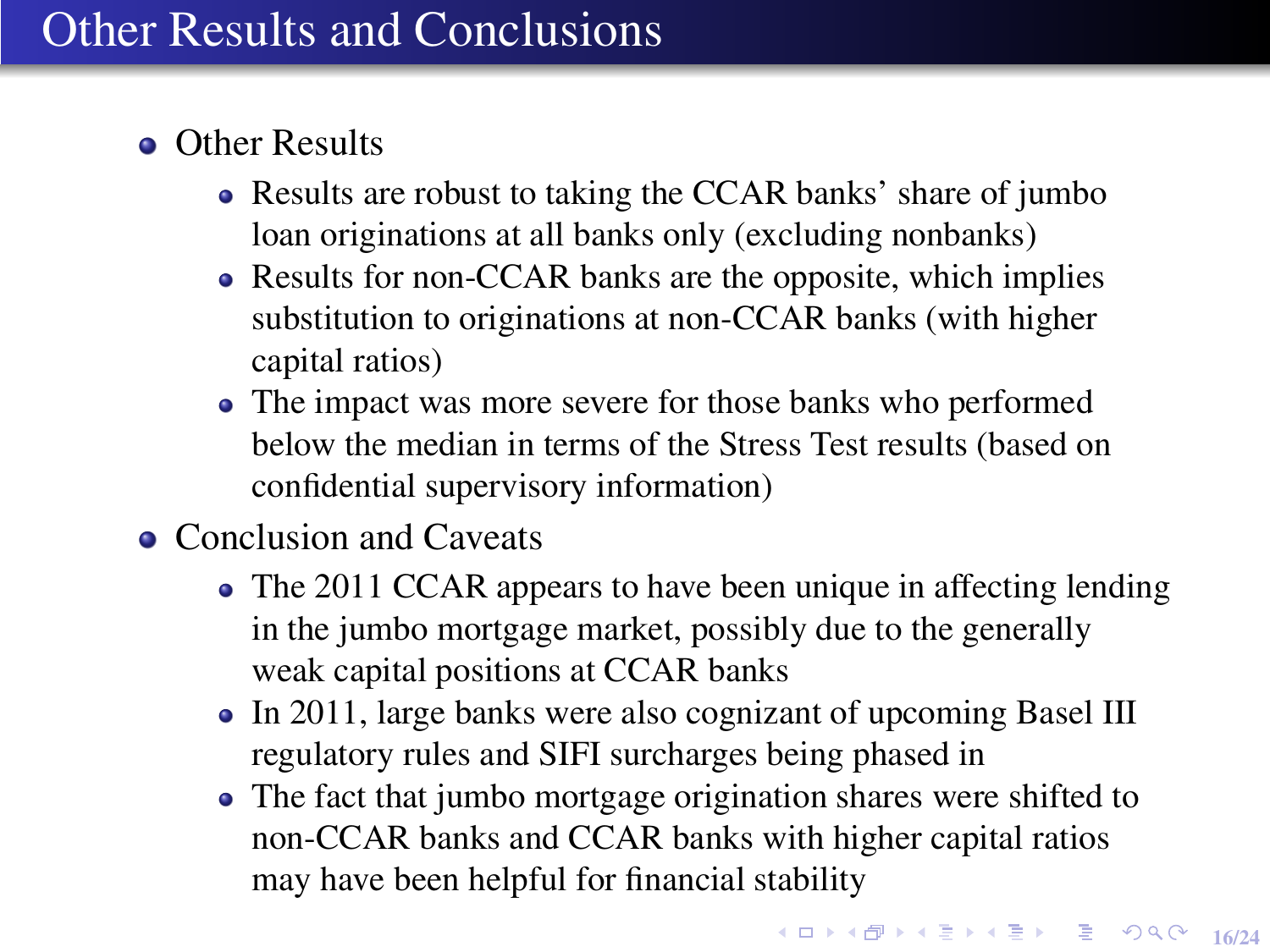# Other Results and Conclusions

- Other Results
  - Results are robust to taking the CCAR banks' share of jumbo loan originations at all banks only (excluding nonbanks)
  - Results for non-CCAR banks are the opposite, which implies substitution to originations at non-CCAR banks (with higher capital ratios)
  - The impact was more severe for those banks who performed below the median in terms of the Stress Test results (based on confidential supervisory information)
- Conclusion and Caveats
  - The 2011 CCAR appears to have been unique in affecting lending in the jumbo mortgage market, possibly due to the generally weak capital positions at CCAR banks
  - In 2011, large banks were also cognizant of upcoming Basel III regulatory rules and SIFI surcharges being phased in
  - The fact that jumbo mortgage origination shares were shifted to non-CCAR banks and CCAR banks with higher capital ratios may have been helpful for financial stability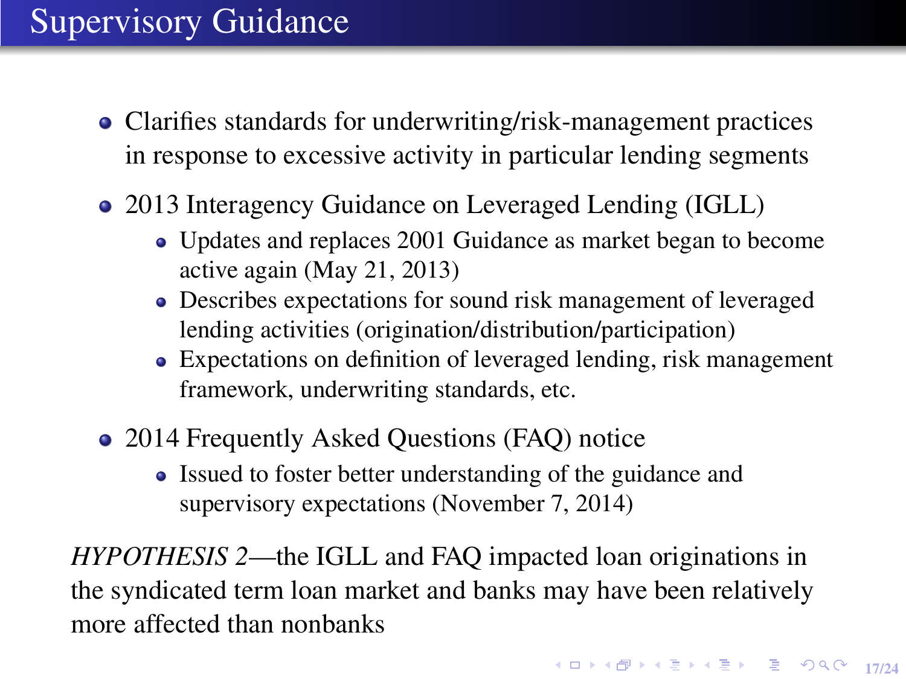# Supervisory Guidance

- Clarifies standards for underwriting/risk-management practices in response to excessive activity in particular lending segments
- 2013 Interagency Guidance on Leveraged Lending (IGLL)
  - Updates and replaces 2001 Guidance as market began to become active again (May 21, 2013)
  - Describes expectations for sound risk management of leveraged lending activities (origination/distribution/participation)
  - Expectations on definition of leveraged lending, risk management framework, underwriting standards, etc.
- 2014 Frequently Asked Questions (FAQ) notice
  - Issued to foster better understanding of the guidance and supervisory expectations (November 7, 2014)

*HYPOTHESIS 2*—the IGLL and FAQ impacted loan originations in the syndicated term loan market and banks may have been relatively more affected than nonbanks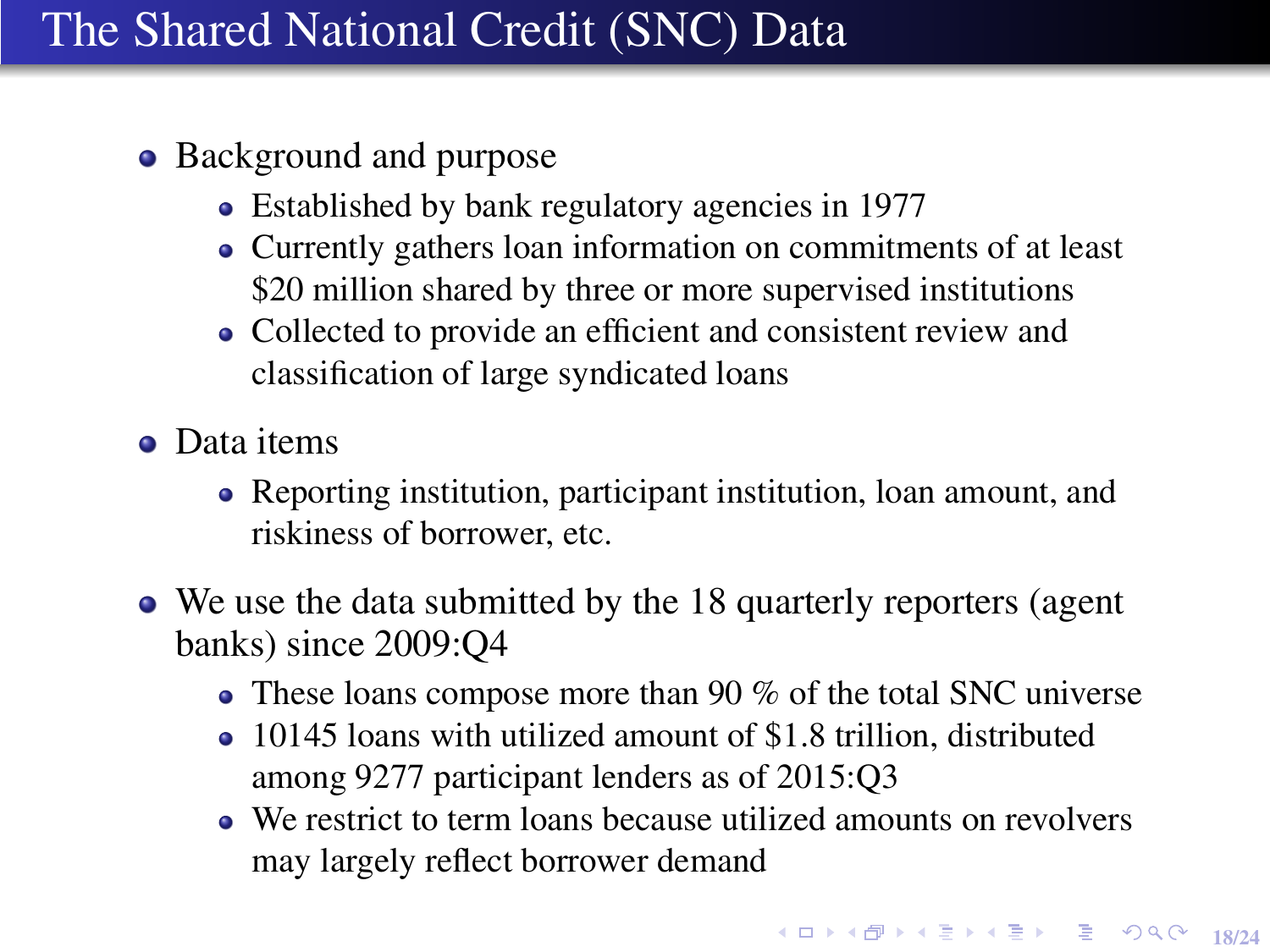# The Shared National Credit (SNC) Data

- Background and purpose
  - Established by bank regulatory agencies in 1977
  - Currently gathers loan information on commitments of at least $20 million shared by three or more supervised institutions
  - Collected to provide an efficient and consistent review and classification of large syndicated loans
- Data items
  - Reporting institution, participant institution, loan amount, and riskiness of borrower, etc.
- We use the data submitted by the 18 quarterly reporters (agent banks) since 2009:Q4
  - These loans compose more than 90 % of the total SNC universe
  - 10145 loans with utilized amount of $1.8 trillion, distributed among 9277 participant lenders as of 2015:Q3
  - We restrict to term loans because utilized amounts on revolvers may largely reflect borrower demand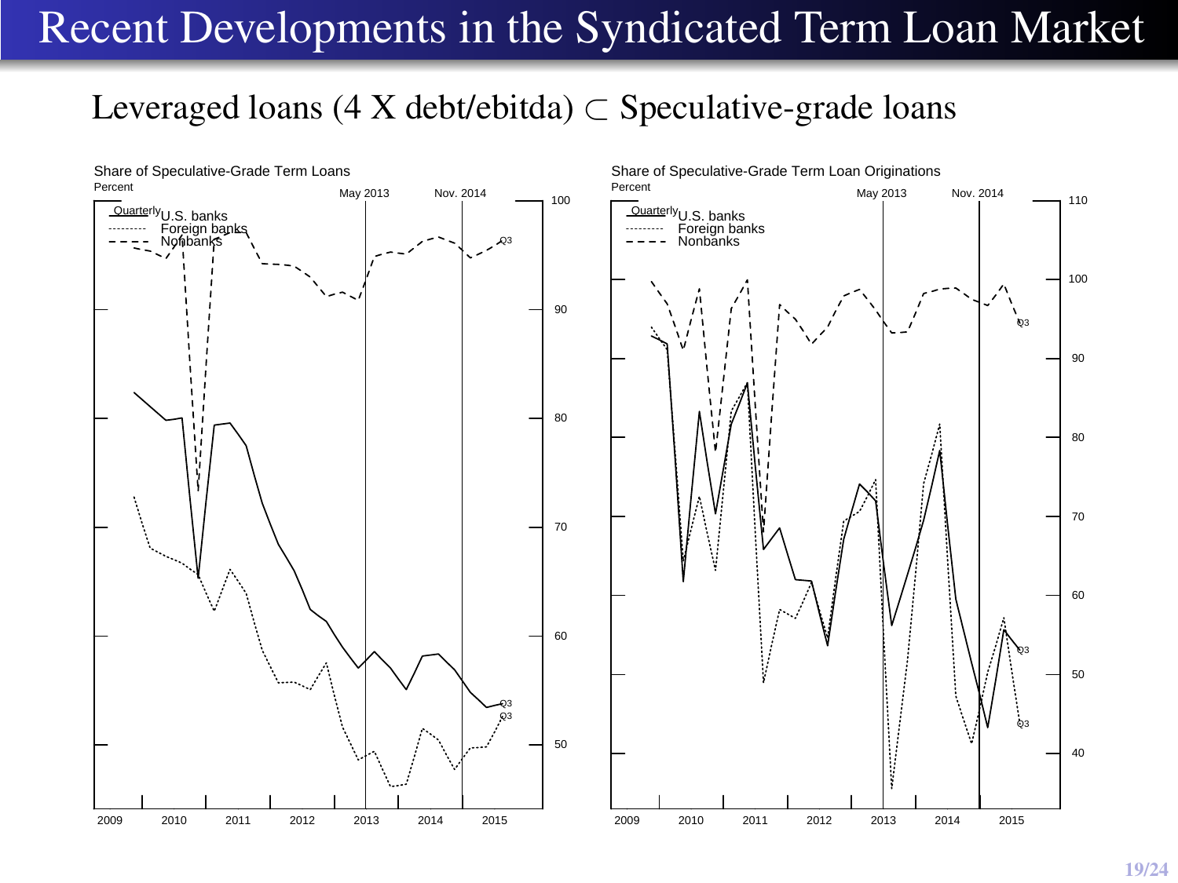# Recent Developments in the Syndicated Term Loan Market

## Leveraged loans (4 X debt/ebitda) $\subset$ Speculative-grade loans

Share of Speculative-Grade Term Loans

Percent

Quarterly

U.S. banks

Foreign banks

Nonbanks

May 2013

Nov. 2014

Q3

100

90

80

70

60

50

2009 2010 2011 2012 2013 2014 2015

Share of Speculative-Grade Term Loan Originations

Percent

Quarterly

U.S. banks

Foreign banks

Nonbanks

May 2013

Nov. 2014

Q3

110

100

90

80

70

60

50

40

2009 2010 2011 2012 2013 2014 2015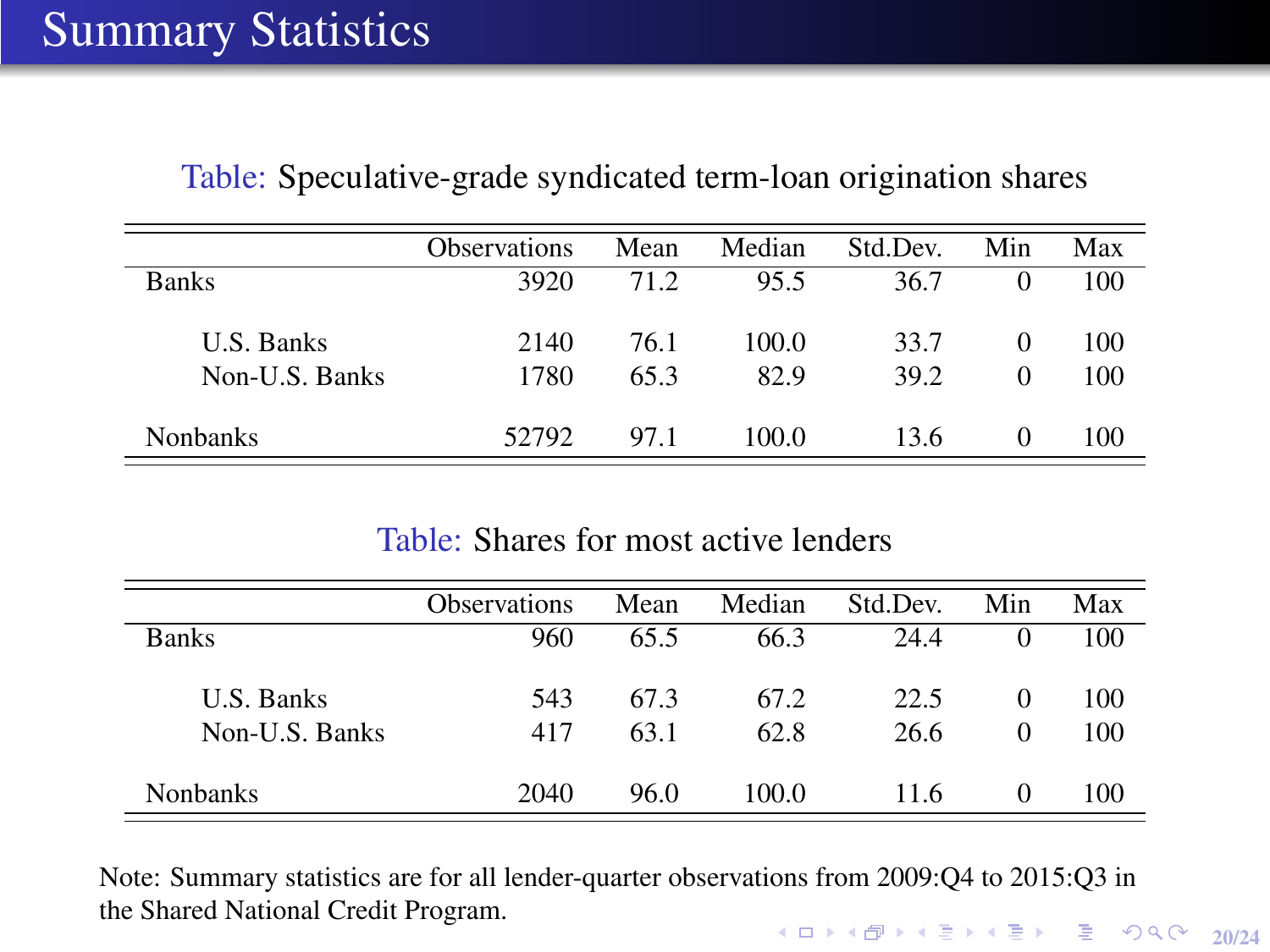# Summary Statistics

Table: Speculative-grade syndicated term-loan origination shares

| | Observations | Mean | Median | Std.Dev. | Min | Max |
|---|---|---|---|---|---|---|
| Banks | 3920 | 71.2 | 95.5 | 36.7 | 0 | 100 |
| U.S. Banks | 2140 | 76.1 | 100.0 | 33.7 | 0 | 100 |
| Non-U.S. Banks | 1780 | 65.3 | 82.9 | 39.2 | 0 | 100 |
| Nonbanks | 52792 | 97.1 | 100.0 | 13.6 | 0 | 100 |

Table: Shares for most active lenders

| | Observations | Mean | Median | Std.Dev. | Min | Max |
|---|---|---|---|---|---|---|
| Banks | 960 | 65.5 | 66.3 | 24.4 | 0 | 100 |
| U.S. Banks | 543 | 67.3 | 67.2 | 22.5 | 0 | 100 |
| Non-U.S. Banks | 417 | 63.1 | 62.8 | 26.6 | 0 | 100 |
| Nonbanks | 2040 | 96.0 | 100.0 | 11.6 | 0 | 100 |

Note: Summary statistics are for all lender-quarter observations from 2009:Q4 to 2015:Q3 in the Shared National Credit Program.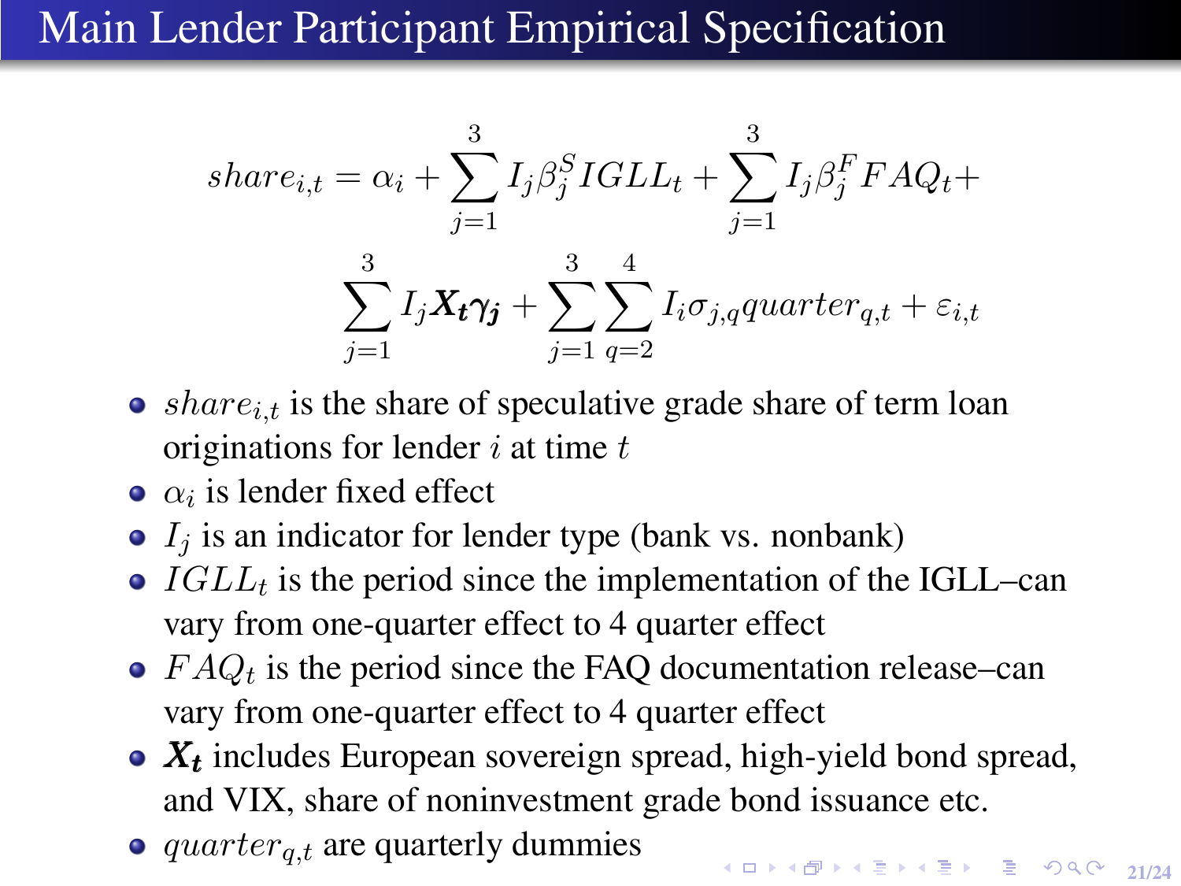# Main Lender Participant Empirical Specification

$$
share_{i,t} = \alpha_i + \sum_{j=1}^{3} I_j \beta_j^S IGLL_t + \sum_{j=1}^{3} I_j \beta_j^F FAQ_t + \sum_{j=1}^{3} I_j \boldsymbol{X_t \gamma_j} + \sum_{j=1}^{3} \sum_{q=2}^{4} I_i \sigma_{j,q} quarter_{q,t} + \varepsilon_{i,t}
$$

- $share_{i,t}$ is the share of speculative grade share of term loan originations for lender $i$ at time $t$
- $\alpha_i$ is lender fixed effect
- $I_j$ is an indicator for lender type (bank vs. nonbank)
- $IGLL_t$ is the period since the implementation of the IGLL–can vary from one-quarter effect to 4 quarter effect
- $FAQ_t$ is the period since the FAQ documentation release–can vary from one-quarter effect to 4 quarter effect
- $\boldsymbol{X_t}$ includes European sovereign spread, high-yield bond spread, and VIX, share of noninvestment grade bond issuance etc.
- $quarter_{q,t}$ are quarterly dummies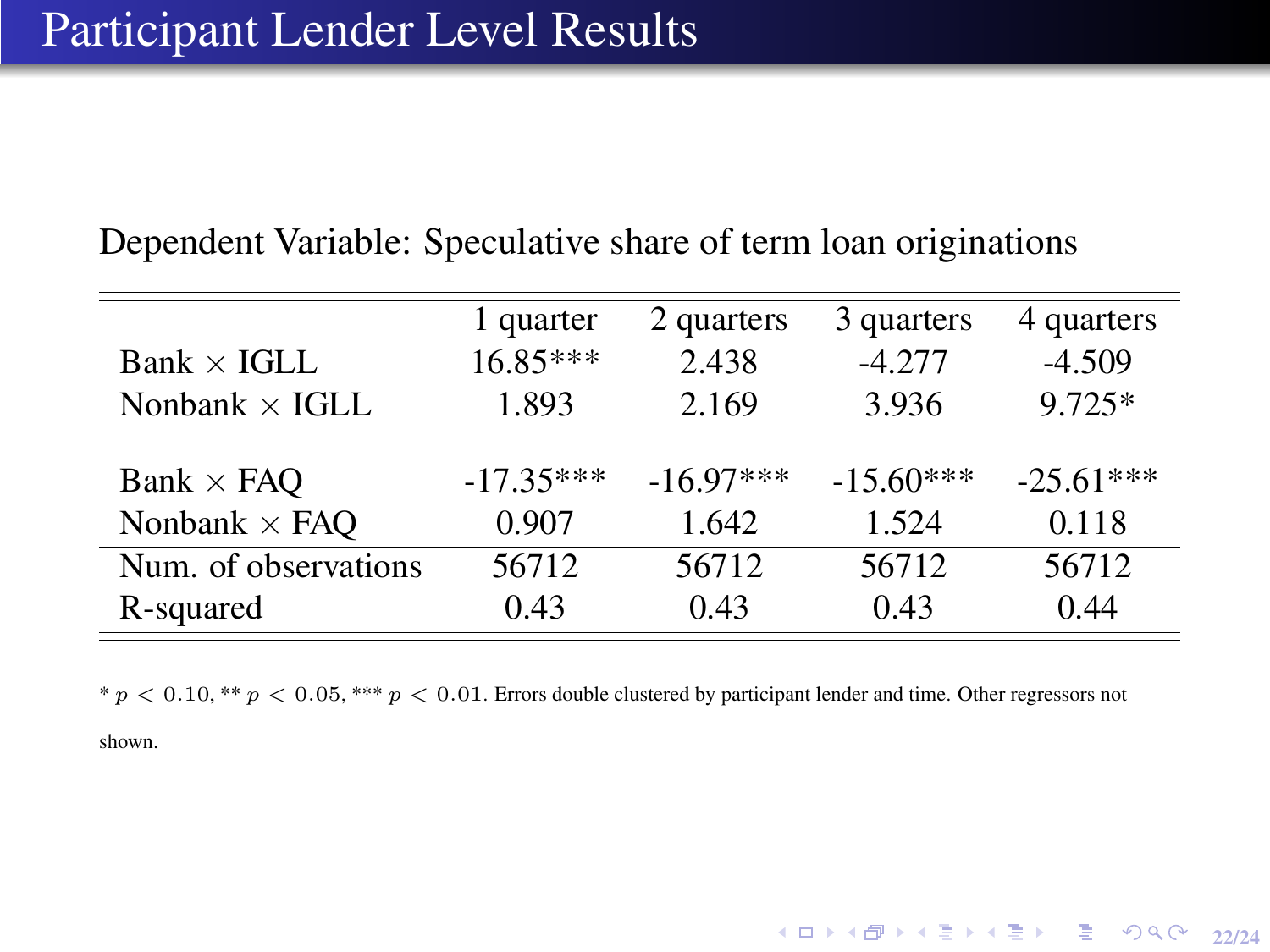# Participant Lender Level Results

Dependent Variable: Speculative share of term loan originations

| | 1 quarter | 2 quarters | 3 quarters | 4 quarters |
|---|---|---|---|---|
| Bank × IGLL | 16.85*** | 2.438 | -4.277 | -4.509 |
| Nonbank × IGLL | 1.893 | 2.169 | 3.936 | 9.725* |
| | | | | |
| Bank × FAQ | -17.35*** | -16.97*** | -15.60*** | -25.61*** |
| Nonbank × FAQ | 0.907 | 1.642 | 1.524 | 0.118 |
| Num. of observations | 56712 | 56712 | 56712 | 56712 |
| R-squared | 0.43 | 0.43 | 0.43 | 0.44 |

* $p < 0.10$, ** $p < 0.05$, *** $p < 0.01$. Errors double clustered by participant lender and time. Other regressors not shown.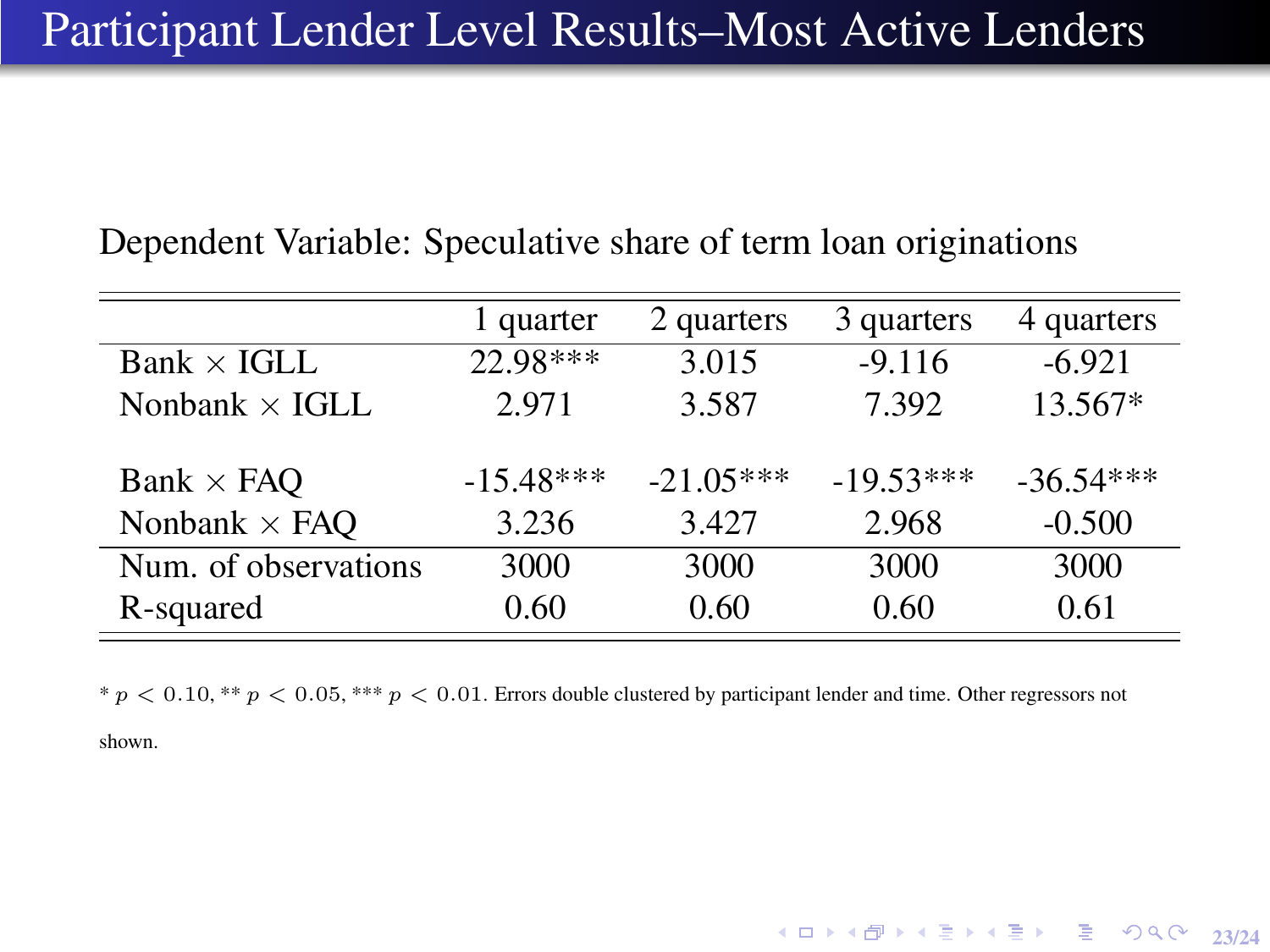# Participant Lender Level Results–Most Active Lenders

Dependent Variable: Speculative share of term loan originations

| | 1 quarter | 2 quarters | 3 quarters | 4 quarters |
|---|---|---|---|---|
| Bank × IGLL | 22.98*** | 3.015 | -9.116 | -6.921 |
| Nonbank × IGLL | 2.971 | 3.587 | 7.392 | 13.567* |
| | | | | |
| Bank × FAQ | -15.48*** | -21.05*** | -19.53*** | -36.54*** |
| Nonbank × FAQ | 3.236 | 3.427 | 2.968 | -0.500 |
| Num. of observations | 3000 | 3000 | 3000 | 3000 |
| R-squared | 0.60 | 0.60 | 0.60 | 0.61 |

* $p < 0.10$, ** $p < 0.05$, *** $p < 0.01$. Errors double clustered by participant lender and time. Other regressors not shown.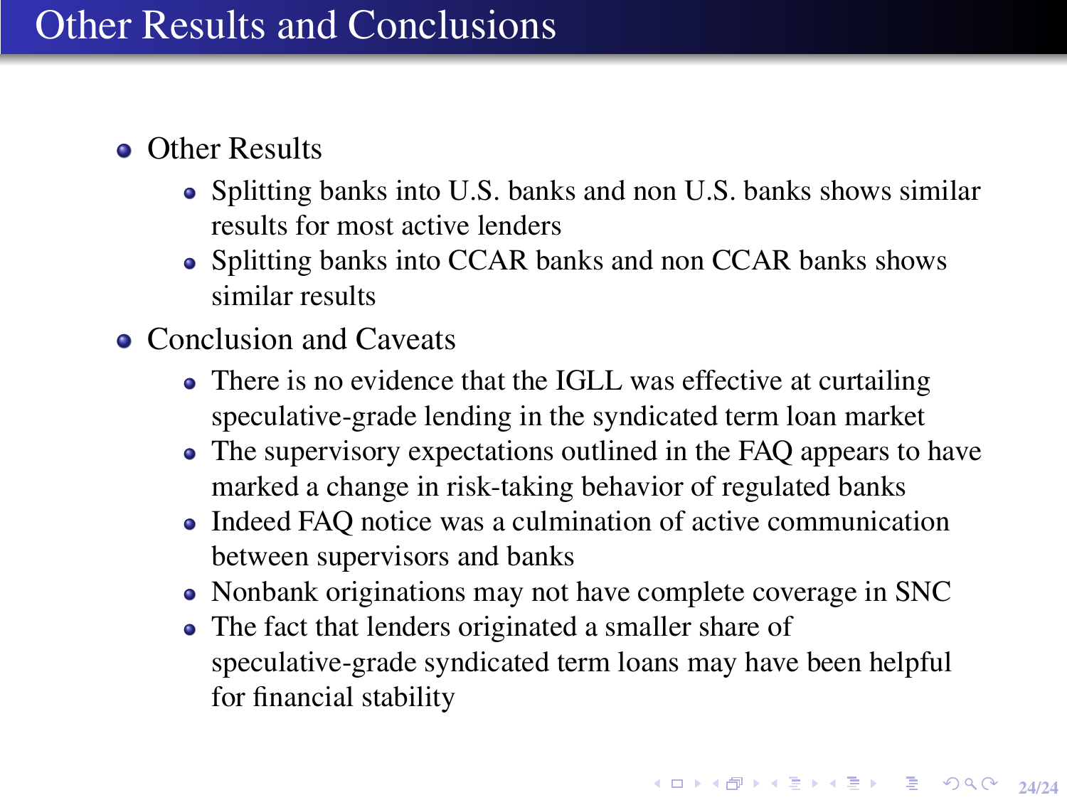# Other Results and Conclusions

- Other Results
  - Splitting banks into U.S. banks and non U.S. banks shows similar results for most active lenders
  - Splitting banks into CCAR banks and non CCAR banks shows similar results
- Conclusion and Caveats
  - There is no evidence that the IGLL was effective at curtailing speculative-grade lending in the syndicated term loan market
  - The supervisory expectations outlined in the FAQ appears to have marked a change in risk-taking behavior of regulated banks
  - Indeed FAQ notice was a culmination of active communication between supervisors and banks
  - Nonbank originations may not have complete coverage in SNC
  - The fact that lenders originated a smaller share of speculative-grade syndicated term loans may have been helpful for financial stability